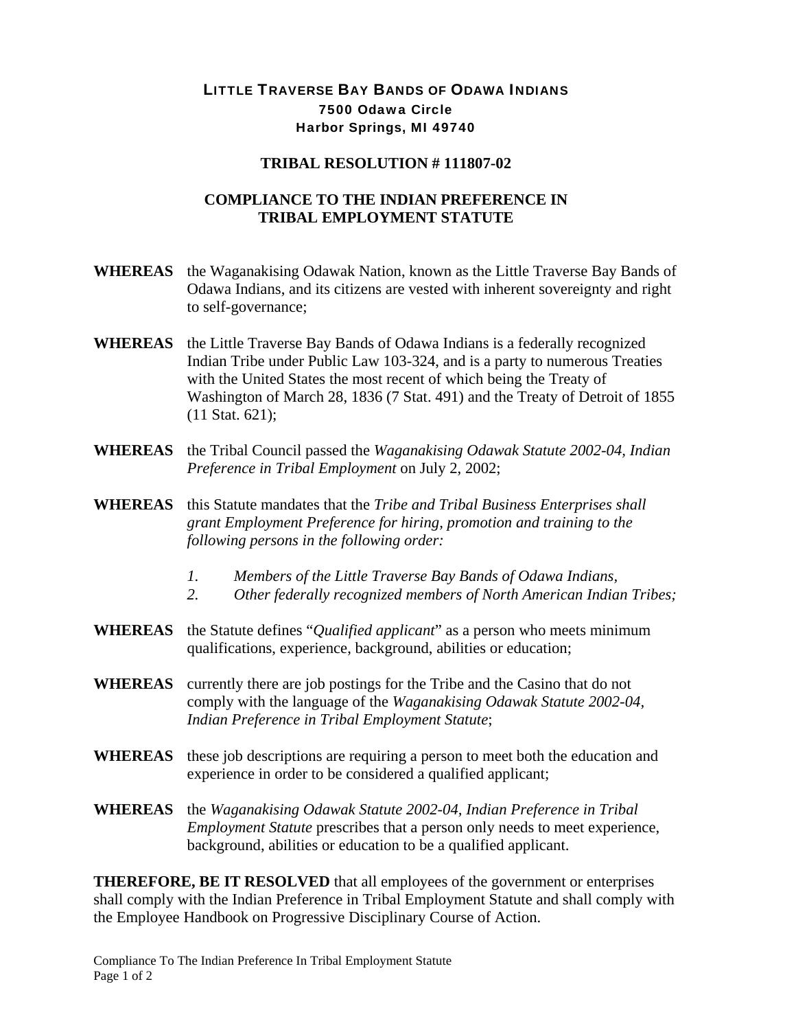**LITTLE TRAVERSE BAY BANDS OF ODAWA INDIANS**
**7500 Odawa Circle**
**Harbor Springs, MI 49740**

## TRIBAL RESOLUTION # 111807-02

## COMPLIANCE TO THE INDIAN PREFERENCE IN TRIBAL EMPLOYMENT STATUTE

**WHEREAS** the Waganakising Odawak Nation, known as the Little Traverse Bay Bands of Odawa Indians, and its citizens are vested with inherent sovereignty and right to self-governance;

**WHEREAS** the Little Traverse Bay Bands of Odawa Indians is a federally recognized Indian Tribe under Public Law 103-324, and is a party to numerous Treaties with the United States the most recent of which being the Treaty of Washington of March 28, 1836 (7 Stat. 491) and the Treaty of Detroit of 1855 (11 Stat. 621);

**WHEREAS** the Tribal Council passed the *Waganakising Odawak Statute 2002-04, Indian Preference in Tribal Employment* on July 2, 2002;

**WHEREAS** this Statute mandates that the *Tribe and Tribal Business Enterprises shall grant Employment Preference for hiring, promotion and training to the following persons in the following order:*

1. *Members of the Little Traverse Bay Bands of Odawa Indians,*
2. *Other federally recognized members of North American Indian Tribes;*

**WHEREAS** the Statute defines "*Qualified applicant*" as a person who meets minimum qualifications, experience, background, abilities or education;

**WHEREAS** currently there are job postings for the Tribe and the Casino that do not comply with the language of the *Waganakising Odawak Statute 2002-04, Indian Preference in Tribal Employment Statute*;

**WHEREAS** these job descriptions are requiring a person to meet both the education and experience in order to be considered a qualified applicant;

**WHEREAS** the *Waganakising Odawak Statute 2002-04, Indian Preference in Tribal Employment Statute* prescribes that a person only needs to meet experience, background, abilities or education to be a qualified applicant.

**THEREFORE, BE IT RESOLVED** that all employees of the government or enterprises shall comply with the Indian Preference in Tribal Employment Statute and shall comply with the Employee Handbook on Progressive Disciplinary Course of Action.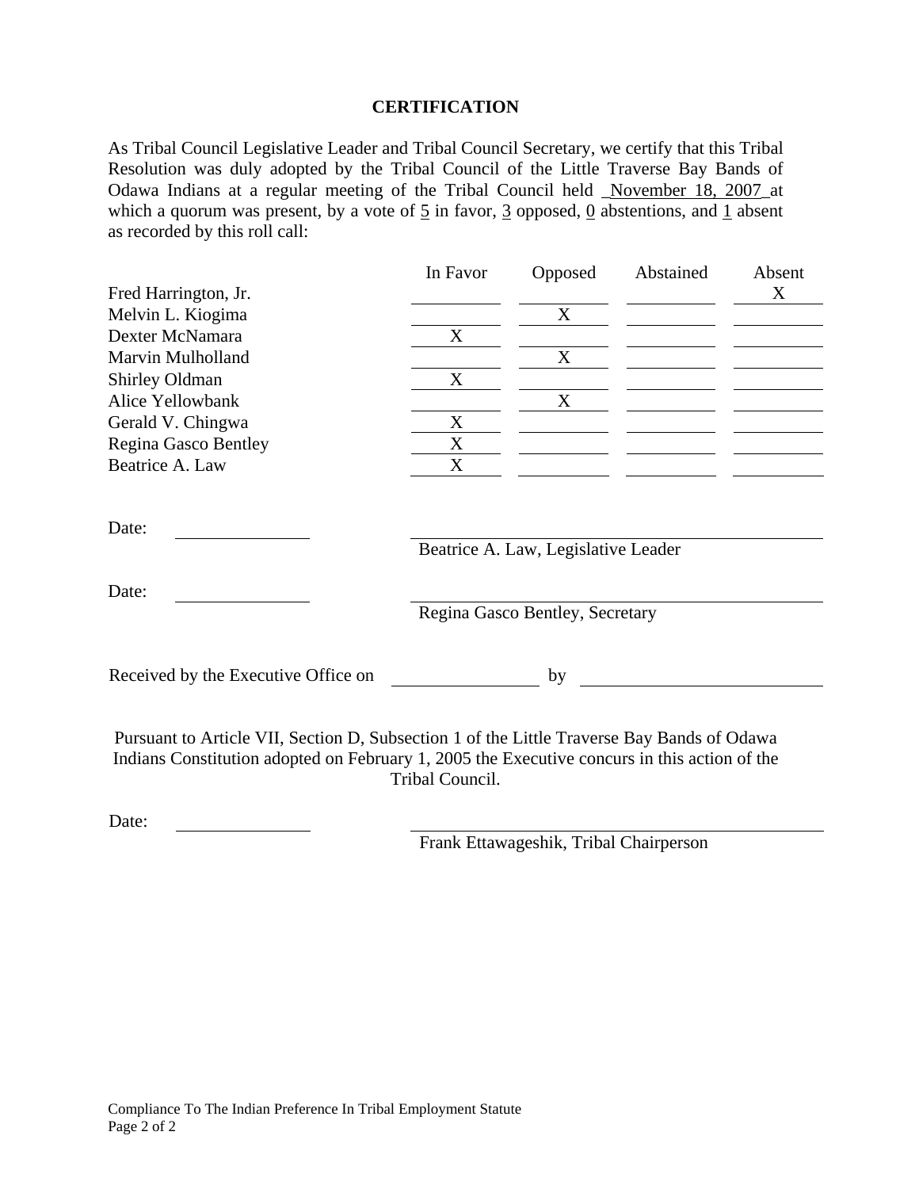**CERTIFICATION**

As Tribal Council Legislative Leader and Tribal Council Secretary, we certify that this Tribal Resolution was duly adopted by the Tribal Council of the Little Traverse Bay Bands of Odawa Indians at a regular meeting of the Tribal Council held November 18, 2007 at which a quorum was present, by a vote of 5 in favor, 3 opposed, 0 abstentions, and 1 absent as recorded by this roll call:

| | In Favor | Opposed | Abstained | Absent |
|---|---|---|---|---|
| Fred Harrington, Jr. | | | | X |
| Melvin L. Kiogima | | X | | |
| Dexter McNamara | X | | | |
| Marvin Mulholland | | X | | |
| Shirley Oldman | X | | | |
| Alice Yellowbank | | X | | |
| Gerald V. Chingwa | X | | | |
| Regina Gasco Bentley | X | | | |
| Beatrice A. Law | X | | | |

Date: ______________ ______________________________
Beatrice A. Law, Legislative Leader

Date: ______________ ______________________________
Regina Gasco Bentley, Secretary

Received by the Executive Office on ______________ by ______________________

Pursuant to Article VII, Section D, Subsection 1 of the Little Traverse Bay Bands of Odawa Indians Constitution adopted on February 1, 2005 the Executive concurs in this action of the Tribal Council.

Date: ______________ ______________________________
Frank Ettawageshik, Tribal Chairperson

Compliance To The Indian Preference In Tribal Employment Statute